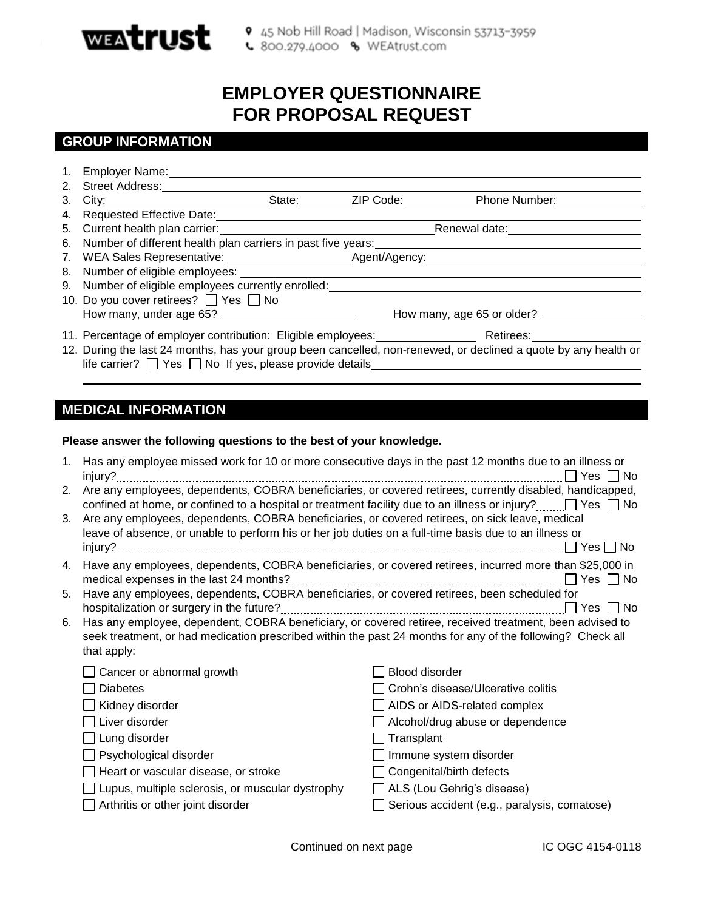WEA trust

45 Nob Hill Road | Madison, Wisconsin 53713-3959
800.279.4000 WEAtrust.com

# EMPLOYER QUESTIONNAIRE FOR PROPOSAL REQUEST

## GROUP INFORMATION

1. Employer Name: ____________________
2. Street Address: ____________________
3. City: ____________ State: ________ ZIP Code: ________ Phone Number: ____________
4. Requested Effective Date: ____________________
5. Current health plan carrier: ____________________ Renewal date: ____________
6. Number of different health plan carriers in past five years: ____________
7. WEA Sales Representative: ____________ Agent/Agency: ____________
8. Number of eligible employees: ____________
9. Number of eligible employees currently enrolled: ____________
10. Do you cover retirees? ☐ Yes ☐ No
    How many, under age 65? ____________ How many, age 65 or older? ____________
11. Percentage of employer contribution: Eligible employees: ____________ Retirees: ____________
12. During the last 24 months, has your group been cancelled, non-renewed, or declined a quote by any health or life carrier? ☐ Yes ☐ No If yes, please provide details ____________________

## MEDICAL INFORMATION

**Please answer the following questions to the best of your knowledge.**

1. Has any employee missed work for 10 or more consecutive days in the past 12 months due to an illness or injury? ☐ Yes ☐ No
2. Are any employees, dependents, COBRA beneficiaries, or covered retirees, currently disabled, handicapped, confined at home, or confined to a hospital or treatment facility due to an illness or injury? ☐ Yes ☐ No
3. Are any employees, dependents, COBRA beneficiaries, or covered retirees, on sick leave, medical leave of absence, or unable to perform his or her job duties on a full-time basis due to an illness or injury? ☐ Yes ☐ No
4. Have any employees, dependents, COBRA beneficiaries, or covered retirees, incurred more than $25,000 in medical expenses in the last 24 months? ☐ Yes ☐ No
5. Have any employees, dependents, COBRA beneficiaries, or covered retirees, been scheduled for hospitalization or surgery in the future? ☐ Yes ☐ No
6. Has any employee, dependent, COBRA beneficiary, or covered retiree, received treatment, been advised to seek treatment, or had medication prescribed within the past 24 months for any of the following? Check all that apply:

- ☐ Cancer or abnormal growth
- ☐ Diabetes
- ☐ Kidney disorder
- ☐ Liver disorder
- ☐ Lung disorder
- ☐ Psychological disorder
- ☐ Heart or vascular disease, or stroke
- ☐ Lupus, multiple sclerosis, or muscular dystrophy
- ☐ Arthritis or other joint disorder
- ☐ Blood disorder
- ☐ Crohn's disease/Ulcerative colitis
- ☐ AIDS or AIDS-related complex
- ☐ Alcohol/drug abuse or dependence
- ☐ Transplant
- ☐ Immune system disorder
- ☐ Congenital/birth defects
- ☐ ALS (Lou Gehrig's disease)
- ☐ Serious accident (e.g., paralysis, comatose)

Continued on next page

IC OGC 4154-0118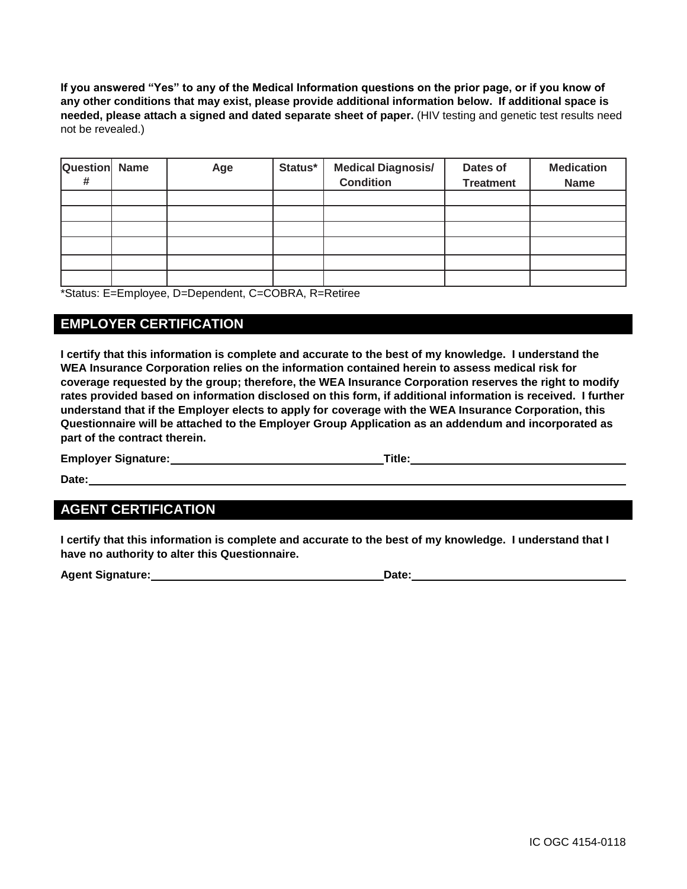**If you answered "Yes" to any of the Medical Information questions on the prior page, or if you know of any other conditions that may exist, please provide additional information below. If additional space is needed, please attach a signed and dated separate sheet of paper.** (HIV testing and genetic test results need not be revealed.)

| Question # | Name | Age | Status* | Medical Diagnosis/ Condition | Dates of Treatment | Medication Name |
|---|---|---|---|---|---|---|
| | | | | | | |
| | | | | | | |
| | | | | | | |
| | | | | | | |
| | | | | | | |
| | | | | | | |

*Status: E=Employee, D=Dependent, C=COBRA, R=Retiree

## EMPLOYER CERTIFICATION

**I certify that this information is complete and accurate to the best of my knowledge. I understand the WEA Insurance Corporation relies on the information contained herein to assess medical risk for coverage requested by the group; therefore, the WEA Insurance Corporation reserves the right to modify rates provided based on information disclosed on this form, if additional information is received. I further understand that if the Employer elects to apply for coverage with the WEA Insurance Corporation, this Questionnaire will be attached to the Employer Group Application as an addendum and incorporated as part of the contract therein.**

**Employer Signature:** \_\_\_\_\_\_\_\_\_\_\_\_\_\_\_\_\_\_\_\_\_\_\_\_\_\_\_\_\_\_ **Title:** \_\_\_\_\_\_\_\_\_\_\_\_\_\_\_\_\_\_\_\_\_\_\_\_\_\_\_\_\_\_

**Date:** \_\_\_\_\_\_\_\_\_\_\_\_\_\_\_\_\_\_\_\_\_\_\_\_\_\_\_\_\_\_

## AGENT CERTIFICATION

**I certify that this information is complete and accurate to the best of my knowledge. I understand that I have no authority to alter this Questionnaire.**

**Agent Signature:** \_\_\_\_\_\_\_\_\_\_\_\_\_\_\_\_\_\_\_\_\_\_\_\_\_\_\_\_\_\_ **Date:** \_\_\_\_\_\_\_\_\_\_\_\_\_\_\_\_\_\_\_\_\_\_\_\_\_\_\_\_\_\_

IC OGC 4154-0118